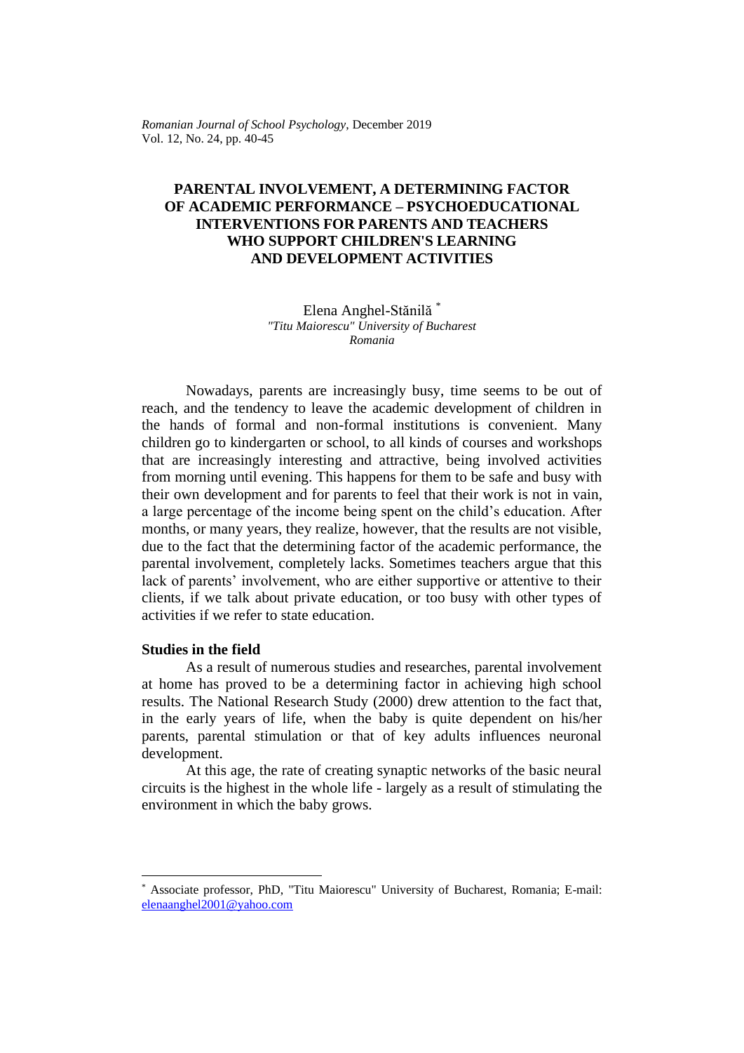# PARENTAL INVOLVEMENT, A DETERMINING FACTOR OF ACADEMIC PERFORMANCE – PSYCHOEDUCATIONAL INTERVENTIONS FOR PARENTS AND TEACHERS WHO SUPPORT CHILDREN'S LEARNING AND DEVELOPMENT ACTIVITIES

Elena Anghel-Stănilă [*]
*"Titu Maiorescu" University of Bucharest*
*Romania*

Nowadays, parents are increasingly busy, time seems to be out of reach, and the tendency to leave the academic development of children in the hands of formal and non-formal institutions is convenient. Many children go to kindergarten or school, to all kinds of courses and workshops that are increasingly interesting and attractive, being involved activities from morning until evening. This happens for them to be safe and busy with their own development and for parents to feel that their work is not in vain, a large percentage of the income being spent on the child's education. After months, or many years, they realize, however, that the results are not visible, due to the fact that the determining factor of the academic performance, the parental involvement, completely lacks. Sometimes teachers argue that this lack of parents' involvement, who are either supportive or attentive to their clients, if we talk about private education, or too busy with other types of activities if we refer to state education.

## Studies in the field

As a result of numerous studies and researches, parental involvement at home has proved to be a determining factor in achieving high school results. The National Research Study (2000) drew attention to the fact that, in the early years of life, when the baby is quite dependent on his/her parents, parental stimulation or that of key adults influences neuronal development.

At this age, the rate of creating synaptic networks of the basic neural circuits is the highest in the whole life - largely as a result of stimulating the environment in which the baby grows.

---

[*] Associate professor, PhD, "Titu Maiorescu" University of Bucharest, Romania; E-mail: elenaanghel2001@yahoo.com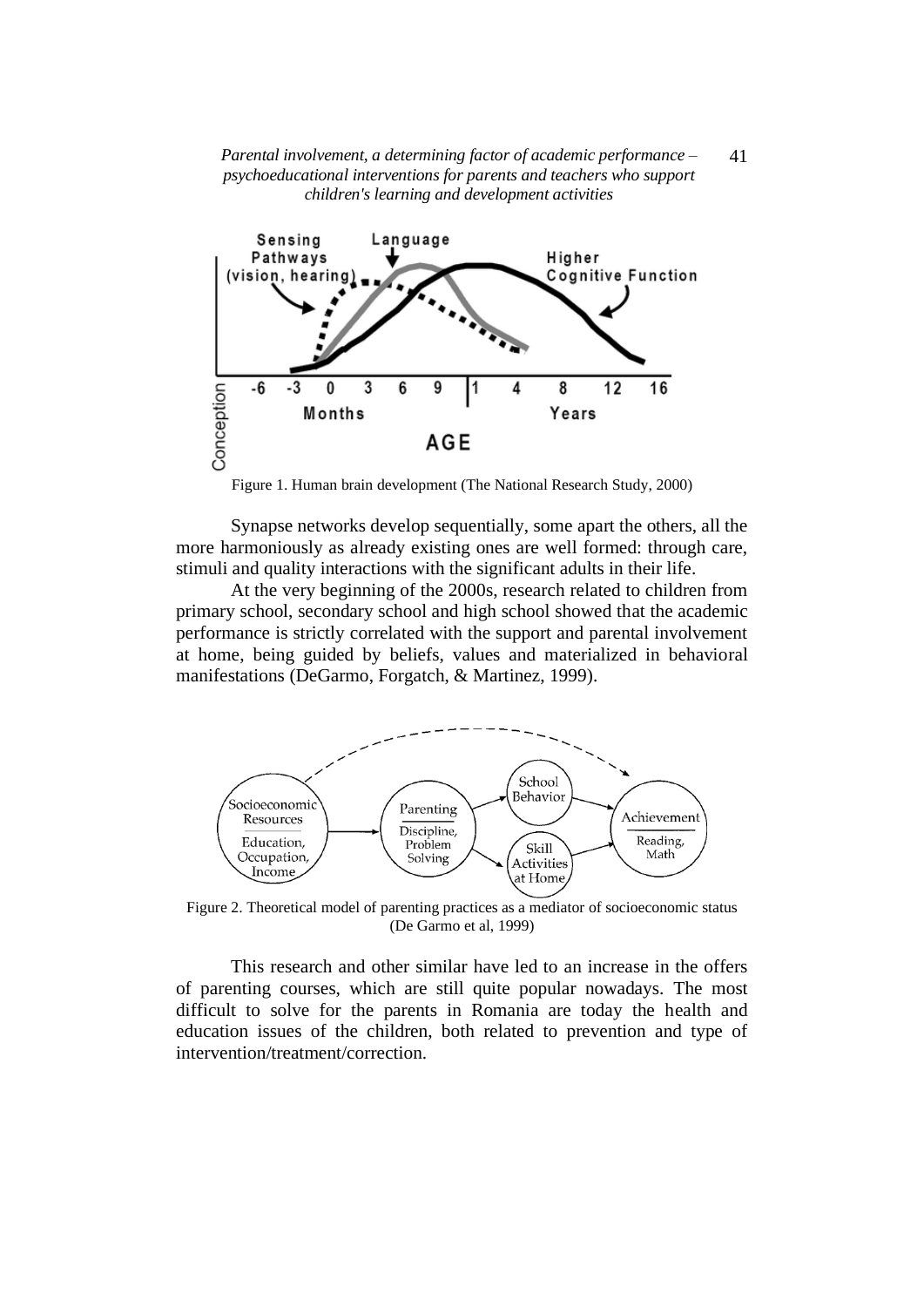Figure 1. Human brain development (The National Research Study, 2000)

Synapse networks develop sequentially, some apart the others, all the more harmoniously as already existing ones are well formed: through care, stimuli and quality interactions with the significant adults in their life.

At the very beginning of the 2000s, research related to children from primary school, secondary school and high school showed that the academic performance is strictly correlated with the support and parental involvement at home, being guided by beliefs, values and materialized in behavioral manifestations (DeGarmo, Forgatch, & Martinez, 1999).

Figure 2. Theoretical model of parenting practices as a mediator of socioeconomic status (De Garmo et al, 1999)

This research and other similar have led to an increase in the offers of parenting courses, which are still quite popular nowadays. The most difficult to solve for the parents in Romania are today the health and education issues of the children, both related to prevention and type of intervention/treatment/correction.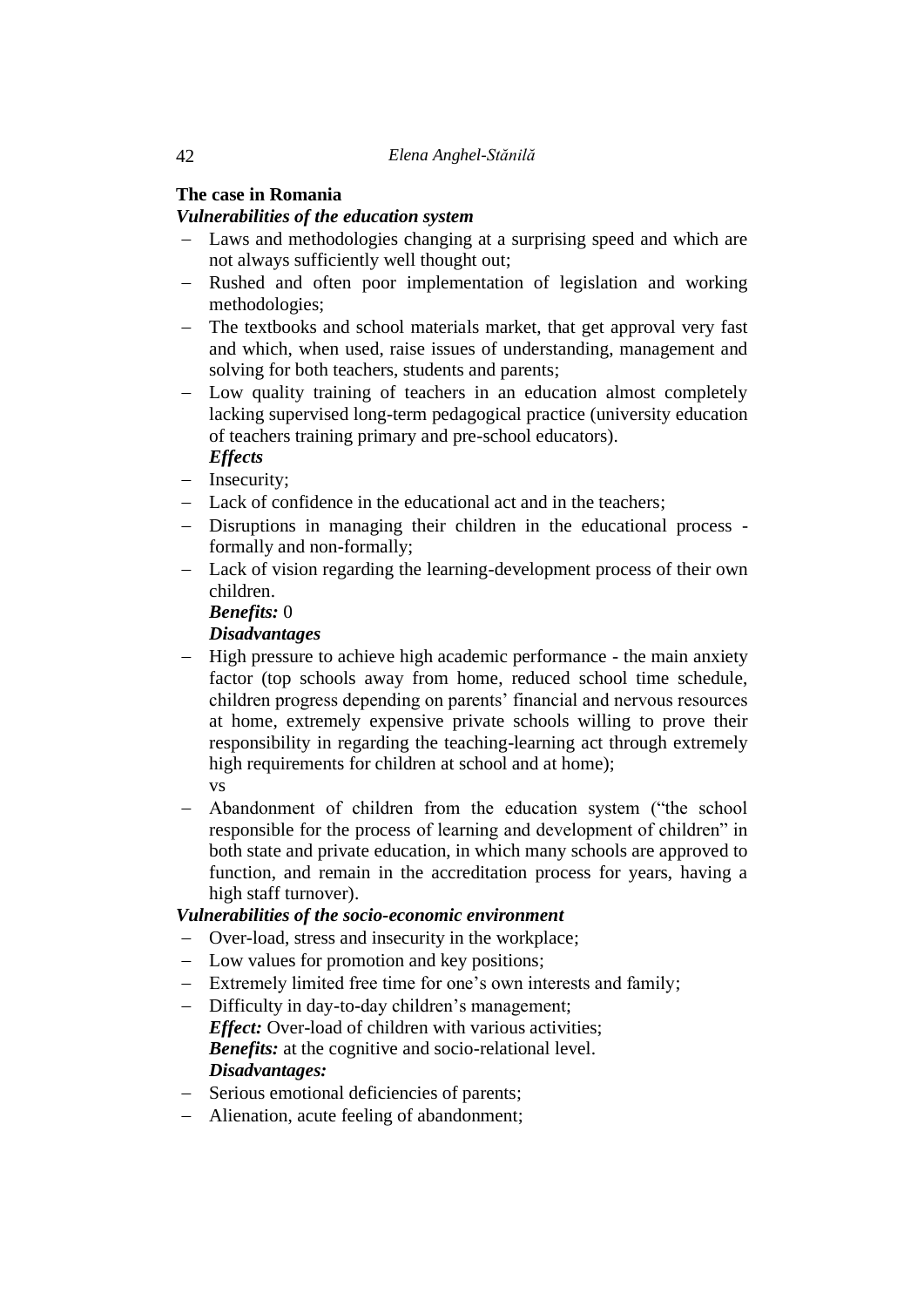**The case in Romania**

***Vulnerabilities of the education system***

- Laws and methodologies changing at a surprising speed and which are not always sufficiently well thought out;
- Rushed and often poor implementation of legislation and working methodologies;
- The textbooks and school materials market, that get approval very fast and which, when used, raise issues of understanding, management and solving for both teachers, students and parents;
- Low quality training of teachers in an education almost completely lacking supervised long-term pedagogical practice (university education of teachers training primary and pre-school educators).

  ***Effects***
- Insecurity;
- Lack of confidence in the educational act and in the teachers;
- Disruptions in managing their children in the educational process - formally and non-formally;
- Lack of vision regarding the learning-development process of their own children.

  ***Benefits:*** 0

  ***Disadvantages***
- High pressure to achieve high academic performance - the main anxiety factor (top schools away from home, reduced school time schedule, children progress depending on parents' financial and nervous resources at home, extremely expensive private schools willing to prove their responsibility in regarding the teaching-learning act through extremely high requirements for children at school and at home);

  vs
- Abandonment of children from the education system ("the school responsible for the process of learning and development of children" in both state and private education, in which many schools are approved to function, and remain in the accreditation process for years, having a high staff turnover).

***Vulnerabilities of the socio-economic environment***

- Over-load, stress and insecurity in the workplace;
- Low values for promotion and key positions;
- Extremely limited free time for one's own interests and family;
- Difficulty in day-to-day children's management;

  ***Effect:*** Over-load of children with various activities;

  ***Benefits:*** at the cognitive and socio-relational level.

  ***Disadvantages:***
- Serious emotional deficiencies of parents;
- Alienation, acute feeling of abandonment;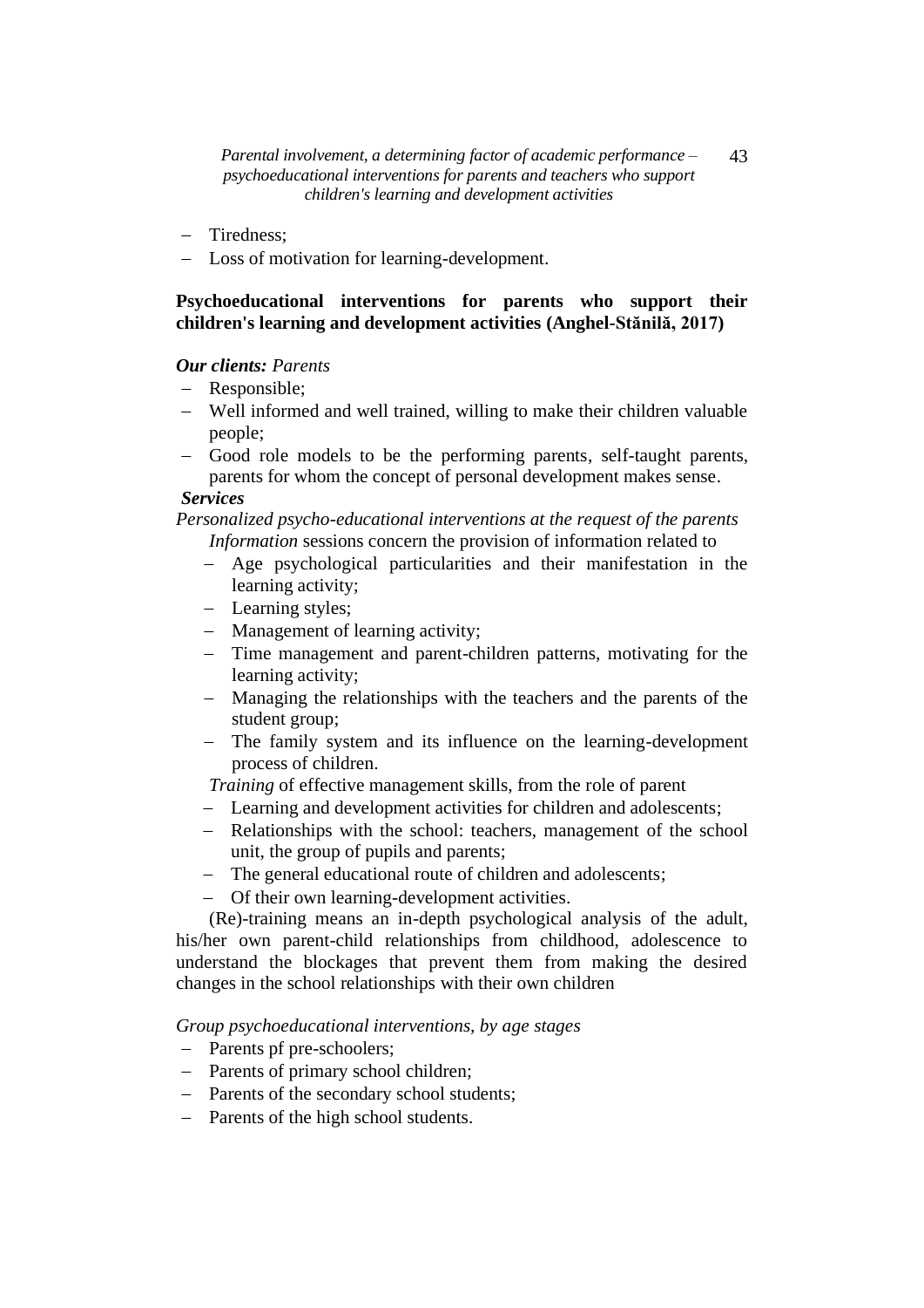- Tiredness;
- Loss of motivation for learning-development.

**Psychoeducational interventions for parents who support their children's learning and development activities (Anghel-Stănilă, 2017)**

***Our clients:*** *Parents*

- Responsible;
- Well informed and well trained, willing to make their children valuable people;
- Good role models to be the performing parents, self-taught parents, parents for whom the concept of personal development makes sense.

***Services***

*Personalized psycho-educational interventions at the request of the parents*

*Information* sessions concern the provision of information related to

- Age psychological particularities and their manifestation in the learning activity;
- Learning styles;
- Management of learning activity;
- Time management and parent-children patterns, motivating for the learning activity;
- Managing the relationships with the teachers and the parents of the student group;
- The family system and its influence on the learning-development process of children.

*Training* of effective management skills, from the role of parent

- Learning and development activities for children and adolescents;
- Relationships with the school: teachers, management of the school unit, the group of pupils and parents;
- The general educational route of children and adolescents;
- Of their own learning-development activities.

(Re)-training means an in-depth psychological analysis of the adult, his/her own parent-child relationships from childhood, adolescence to understand the blockages that prevent them from making the desired changes in the school relationships with their own children

*Group psychoeducational interventions, by age stages*

- Parents pf pre-schoolers;
- Parents of primary school children;
- Parents of the secondary school students;
- Parents of the high school students.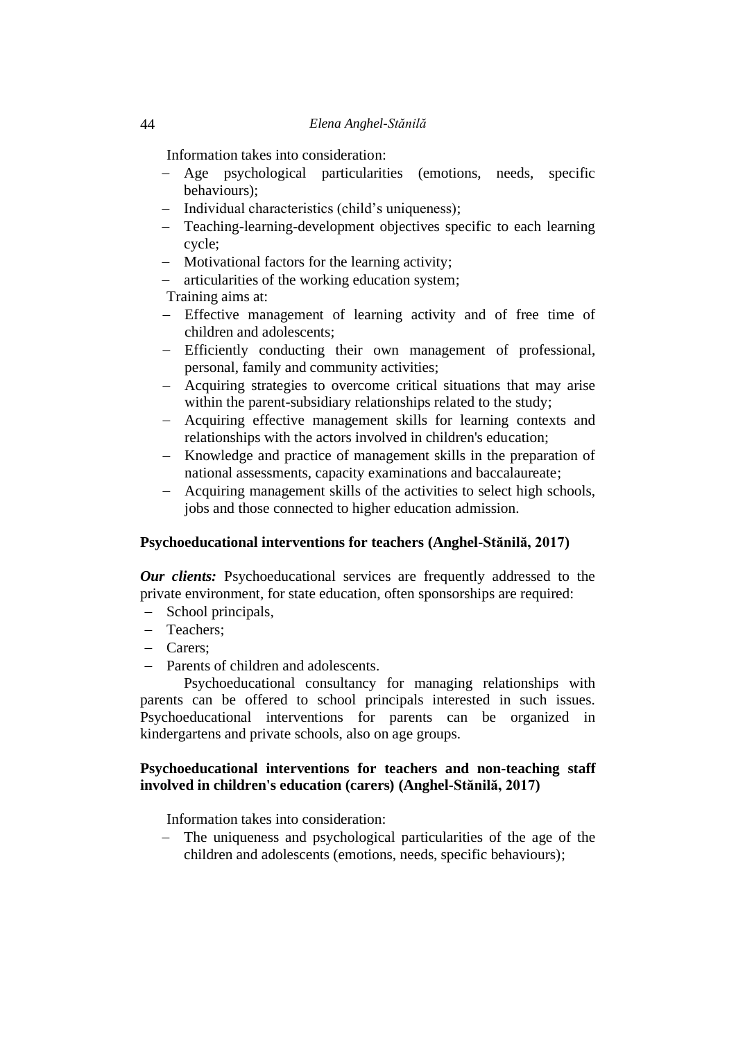Information takes into consideration:

- Age psychological particularities (emotions, needs, specific behaviours);
- Individual characteristics (child's uniqueness);
- Teaching-learning-development objectives specific to each learning cycle;
- Motivational factors for the learning activity;
- articularities of the working education system;

Training aims at:

- Effective management of learning activity and of free time of children and adolescents;
- Efficiently conducting their own management of professional, personal, family and community activities;
- Acquiring strategies to overcome critical situations that may arise within the parent-subsidiary relationships related to the study;
- Acquiring effective management skills for learning contexts and relationships with the actors involved in children's education;
- Knowledge and practice of management skills in the preparation of national assessments, capacity examinations and baccalaureate;
- Acquiring management skills of the activities to select high schools, jobs and those connected to higher education admission.

**Psychoeducational interventions for teachers (Anghel-Stănilă, 2017)**

***Our clients:*** Psychoeducational services are frequently addressed to the private environment, for state education, often sponsorships are required:

- School principals,
- Teachers;
- Carers;
- Parents of children and adolescents.

Psychoeducational consultancy for managing relationships with parents can be offered to school principals interested in such issues. Psychoeducational interventions for parents can be organized in kindergartens and private schools, also on age groups.

**Psychoeducational interventions for teachers and non-teaching staff involved in children's education (carers) (Anghel-Stănilă, 2017)**

Information takes into consideration:

- The uniqueness and psychological particularities of the age of the children and adolescents (emotions, needs, specific behaviours);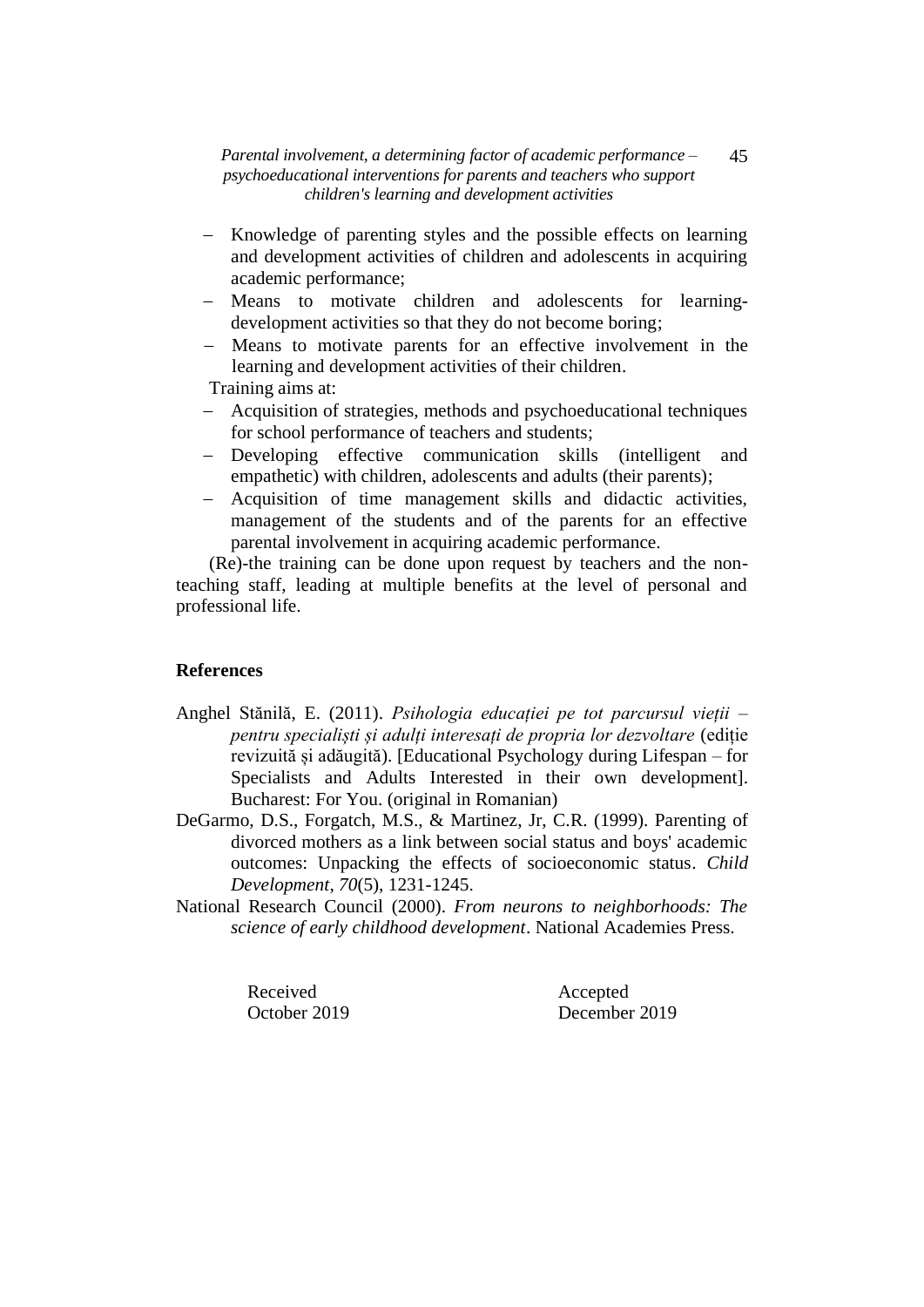- Knowledge of parenting styles and the possible effects on learning and development activities of children and adolescents in acquiring academic performance;
- Means to motivate children and adolescents for learning-development activities so that they do not become boring;
- Means to motivate parents for an effective involvement in the learning and development activities of their children.

Training aims at:

- Acquisition of strategies, methods and psychoeducational techniques for school performance of teachers and students;
- Developing effective communication skills (intelligent and empathetic) with children, adolescents and adults (their parents);
- Acquisition of time management skills and didactic activities, management of the students and of the parents for an effective parental involvement in acquiring academic performance.

(Re)-the training can be done upon request by teachers and the non-teaching staff, leading at multiple benefits at the level of personal and professional life.

## References

Anghel Stănilă, E. (2011). *Psihologia educației pe tot parcursul vieții – pentru specialiști și adulți interesați de propria lor dezvoltare* (ediție revizuită și adăugită). [Educational Psychology during Lifespan – for Specialists and Adults Interested in their own development]. Bucharest: For You. (original in Romanian)

DeGarmo, D.S., Forgatch, M.S., & Martinez, Jr, C.R. (1999). Parenting of divorced mothers as a link between social status and boys' academic outcomes: Unpacking the effects of socioeconomic status. *Child Development*, *70*(5), 1231-1245.

National Research Council (2000). *From neurons to neighborhoods: The science of early childhood development*. National Academies Press.

Received October 2019

Accepted December 2019